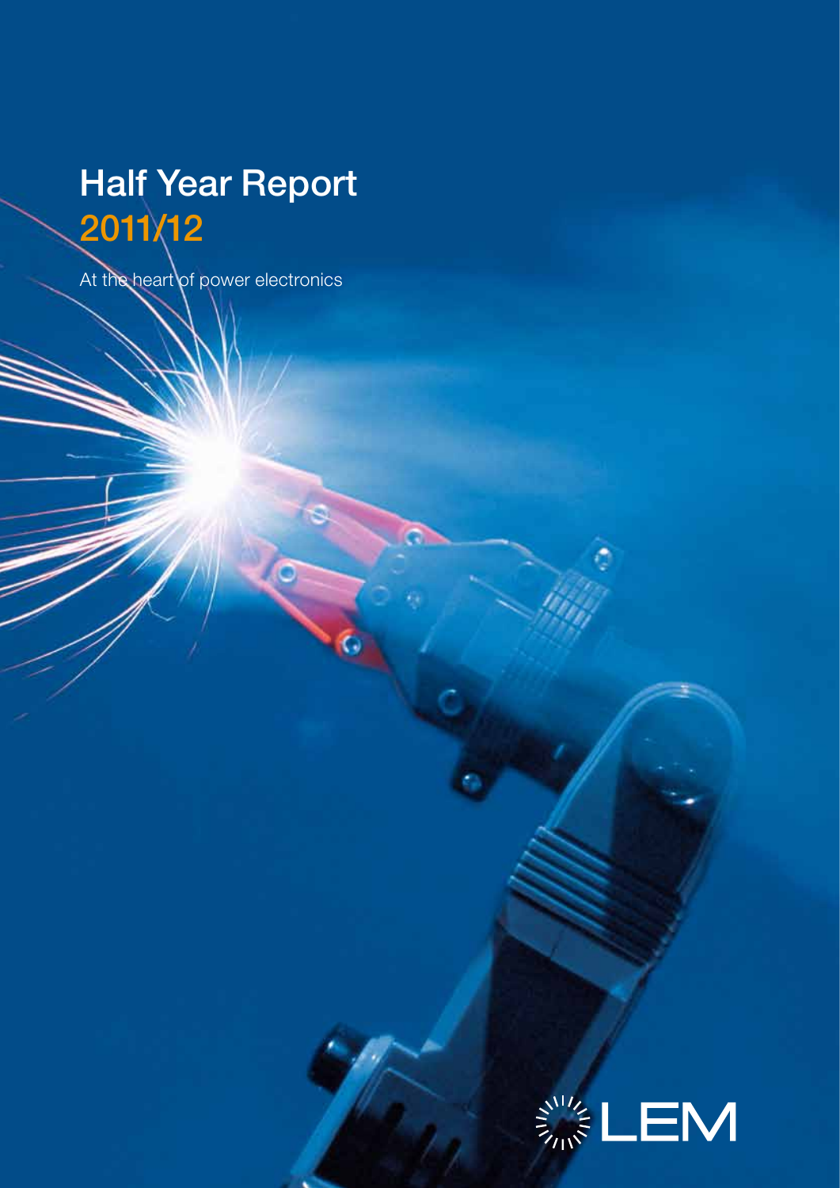# Half Year Report
## 2011/12

At the heart of power electronics

LEM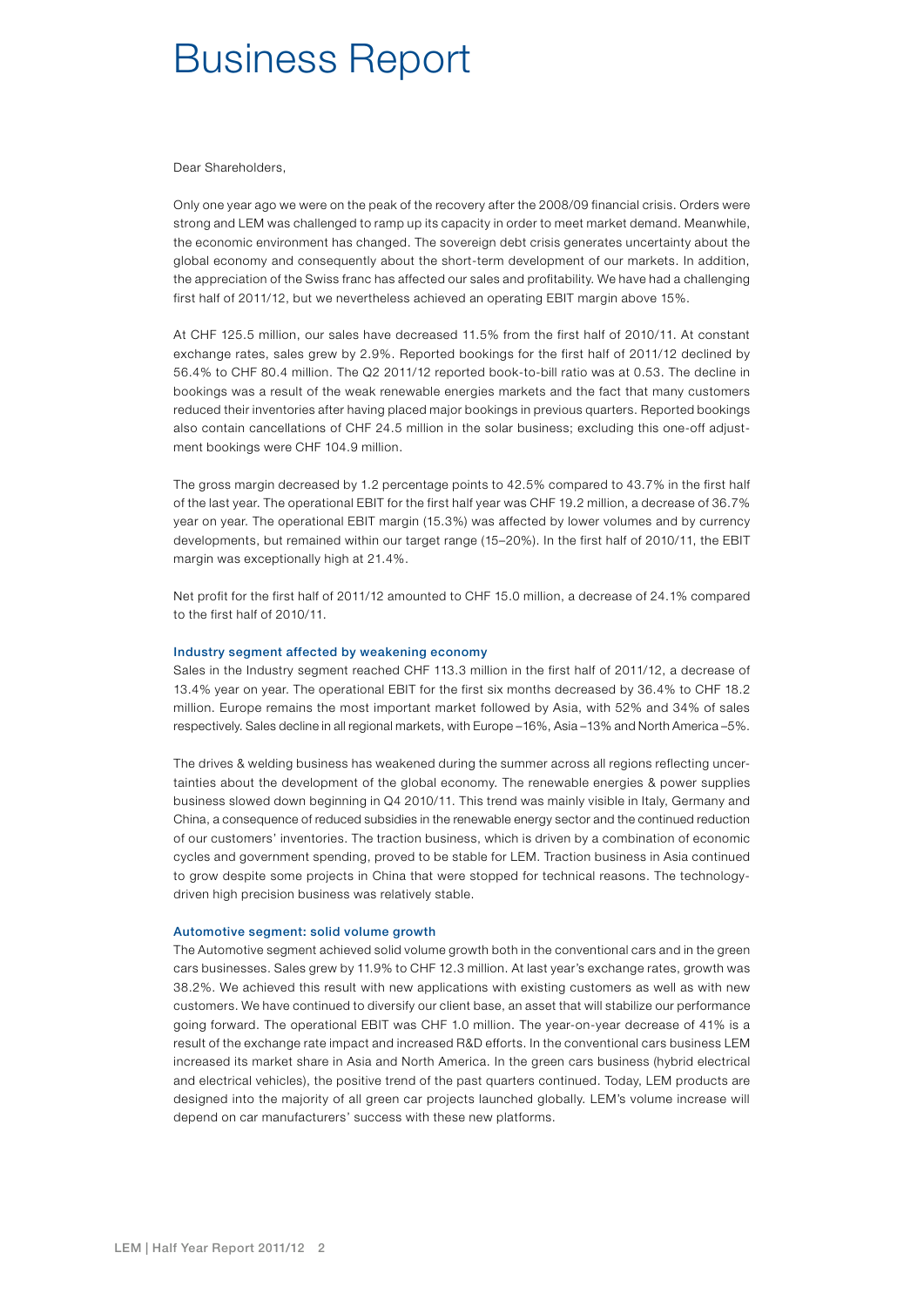# Business Report

Dear Shareholders,

Only one year ago we were on the peak of the recovery after the 2008/09 financial crisis. Orders were strong and LEM was challenged to ramp up its capacity in order to meet market demand. Meanwhile, the economic environment has changed. The sovereign debt crisis generates uncertainty about the global economy and consequently about the short-term development of our markets. In addition, the appreciation of the Swiss franc has affected our sales and profitability. We have had a challenging first half of 2011/12, but we nevertheless achieved an operating EBIT margin above 15%.

At CHF 125.5 million, our sales have decreased 11.5% from the first half of 2010/11. At constant exchange rates, sales grew by 2.9%. Reported bookings for the first half of 2011/12 declined by 56.4% to CHF 80.4 million. The Q2 2011/12 reported book-to-bill ratio was at 0.53. The decline in bookings was a result of the weak renewable energies markets and the fact that many customers reduced their inventories after having placed major bookings in previous quarters. Reported bookings also contain cancellations of CHF 24.5 million in the solar business; excluding this one-off adjustment bookings were CHF 104.9 million.

The gross margin decreased by 1.2 percentage points to 42.5% compared to 43.7% in the first half of the last year. The operational EBIT for the first half year was CHF 19.2 million, a decrease of 36.7% year on year. The operational EBIT margin (15.3%) was affected by lower volumes and by currency developments, but remained within our target range (15–20%). In the first half of 2010/11, the EBIT margin was exceptionally high at 21.4%.

Net profit for the first half of 2011/12 amounted to CHF 15.0 million, a decrease of 24.1% compared to the first half of 2010/11.

### Industry segment affected by weakening economy

Sales in the Industry segment reached CHF 113.3 million in the first half of 2011/12, a decrease of 13.4% year on year. The operational EBIT for the first six months decreased by 36.4% to CHF 18.2 million. Europe remains the most important market followed by Asia, with 52% and 34% of sales respectively. Sales decline in all regional markets, with Europe –16%, Asia –13% and North America –5%.

The drives & welding business has weakened during the summer across all regions reflecting uncertainties about the development of the global economy. The renewable energies & power supplies business slowed down beginning in Q4 2010/11. This trend was mainly visible in Italy, Germany and China, a consequence of reduced subsidies in the renewable energy sector and the continued reduction of our customers' inventories. The traction business, which is driven by a combination of economic cycles and government spending, proved to be stable for LEM. Traction business in Asia continued to grow despite some projects in China that were stopped for technical reasons. The technology-driven high precision business was relatively stable.

### Automotive segment: solid volume growth

The Automotive segment achieved solid volume growth both in the conventional cars and in the green cars businesses. Sales grew by 11.9% to CHF 12.3 million. At last year's exchange rates, growth was 38.2%. We achieved this result with new applications with existing customers as well as with new customers. We have continued to diversify our client base, an asset that will stabilize our performance going forward. The operational EBIT was CHF 1.0 million. The year-on-year decrease of 41% is a result of the exchange rate impact and increased R&D efforts. In the conventional cars business LEM increased its market share in Asia and North America. In the green cars business (hybrid electrical and electrical vehicles), the positive trend of the past quarters continued. Today, LEM products are designed into the majority of all green car projects launched globally. LEM's volume increase will depend on car manufacturers' success with these new platforms.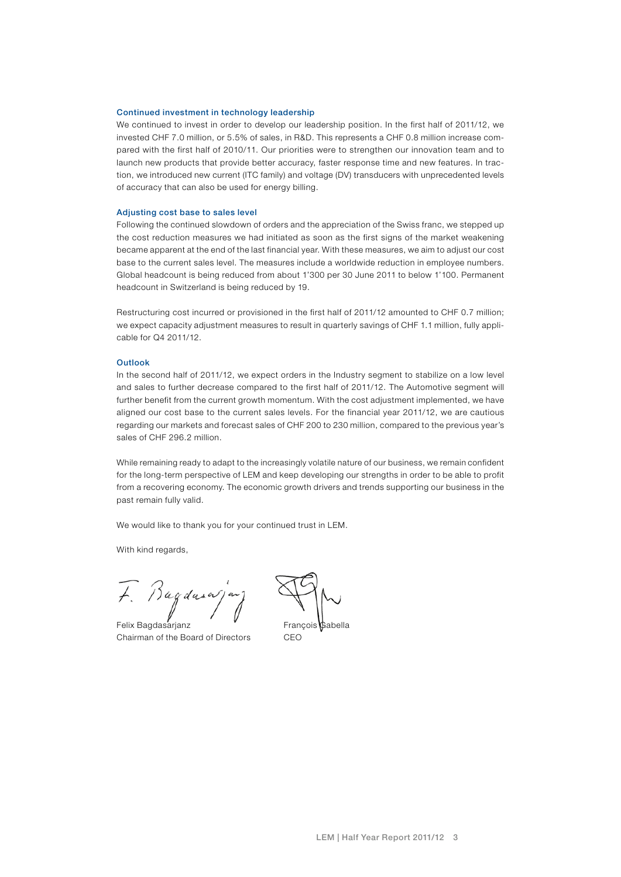### Continued investment in technology leadership

We continued to invest in order to develop our leadership position. In the first half of 2011/12, we invested CHF 7.0 million, or 5.5% of sales, in R&D. This represents a CHF 0.8 million increase compared with the first half of 2010/11. Our priorities were to strengthen our innovation team and to launch new products that provide better accuracy, faster response time and new features. In traction, we introduced new current (ITC family) and voltage (DV) transducers with unprecedented levels of accuracy that can also be used for energy billing.

### Adjusting cost base to sales level

Following the continued slowdown of orders and the appreciation of the Swiss franc, we stepped up the cost reduction measures we had initiated as soon as the first signs of the market weakening became apparent at the end of the last financial year. With these measures, we aim to adjust our cost base to the current sales level. The measures include a worldwide reduction in employee numbers. Global headcount is being reduced from about 1'300 per 30 June 2011 to below 1'100. Permanent headcount in Switzerland is being reduced by 19.

Restructuring cost incurred or provisioned in the first half of 2011/12 amounted to CHF 0.7 million; we expect capacity adjustment measures to result in quarterly savings of CHF 1.1 million, fully applicable for Q4 2011/12.

### Outlook

In the second half of 2011/12, we expect orders in the Industry segment to stabilize on a low level and sales to further decrease compared to the first half of 2011/12. The Automotive segment will further benefit from the current growth momentum. With the cost adjustment implemented, we have aligned our cost base to the current sales levels. For the financial year 2011/12, we are cautious regarding our markets and forecast sales of CHF 200 to 230 million, compared to the previous year's sales of CHF 296.2 million.

While remaining ready to adapt to the increasingly volatile nature of our business, we remain confident for the long-term perspective of LEM and keep developing our strengths in order to be able to profit from a recovering economy. The economic growth drivers and trends supporting our business in the past remain fully valid.

We would like to thank you for your continued trust in LEM.

With kind regards,

Felix Bagdasarjanz
Chairman of the Board of Directors

François Gabella
CEO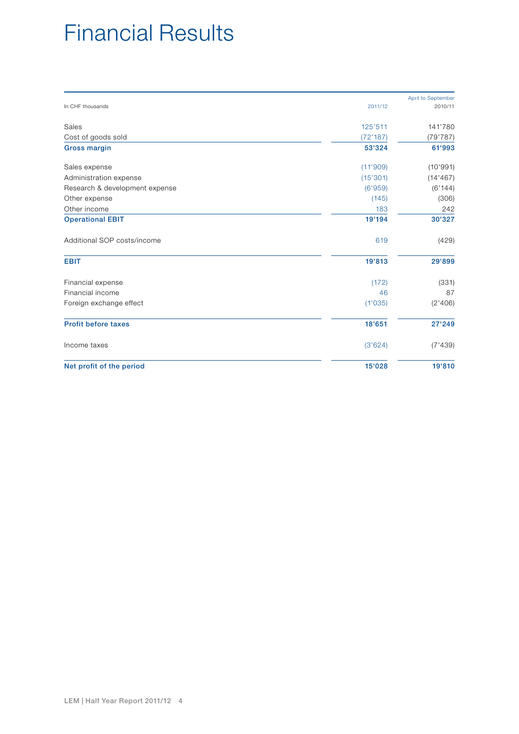# Financial Results

| In CHF thousands | 2011/12 | April to September 2010/11 |
| --- | --- | --- |
| Sales | 125'511 | 141'780 |
| Cost of goods sold | (72'187) | (79'787) |
| **Gross margin** | **53'324** | **61'993** |
| Sales expense | (11'909) | (10'991) |
| Administration expense | (15'301) | (14'467) |
| Research & development expense | (6'959) | (6'144) |
| Other expense | (145) | (306) |
| Other income | 183 | 242 |
| **Operational EBIT** | **19'194** | **30'327** |
| Additional SOP costs/income | 619 | (429) |
| **EBIT** | **19'813** | **29'899** |
| Financial expense | (172) | (331) |
| Financial income | 46 | 87 |
| Foreign exchange effect | (1'035) | (2'406) |
| **Profit before taxes** | **18'651** | **27'249** |
| Income taxes | (3'624) | (7'439) |
| **Net profit of the period** | **15'028** | **19'810** |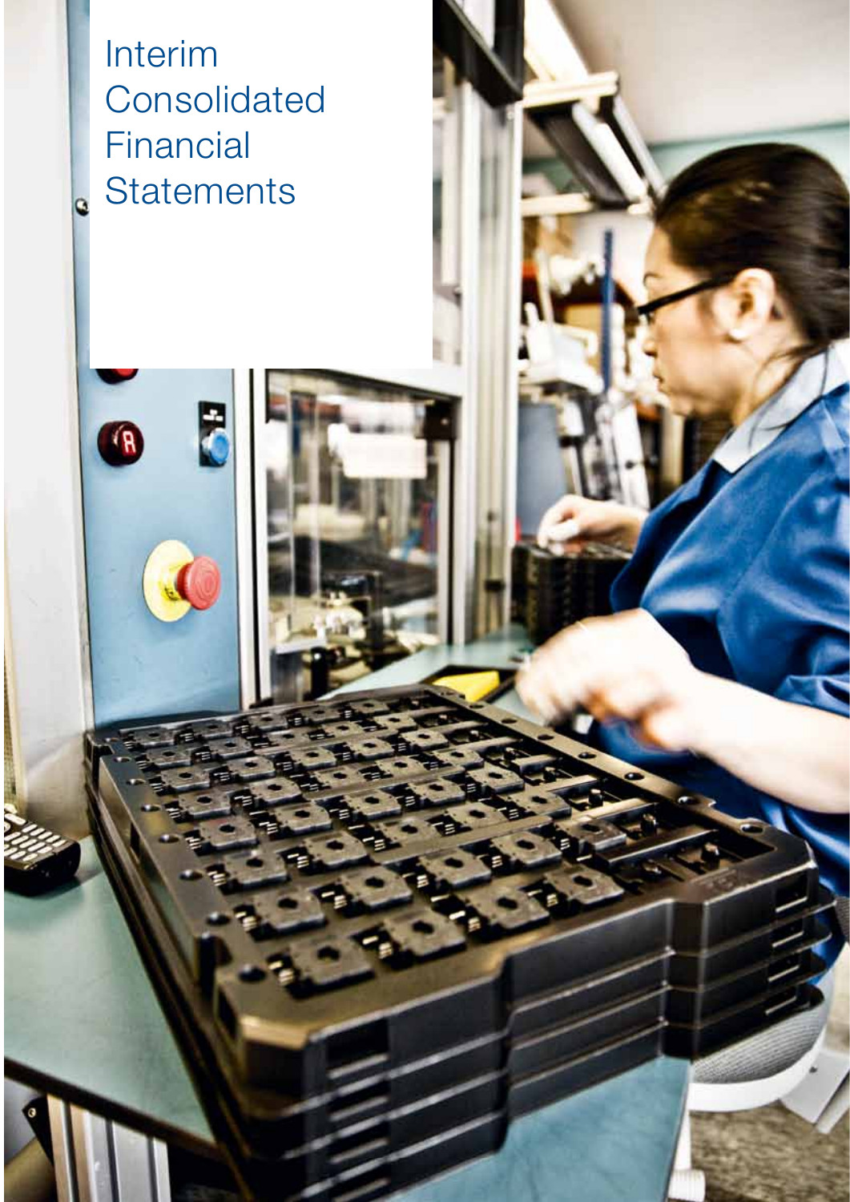# Interim Consolidated Financial Statements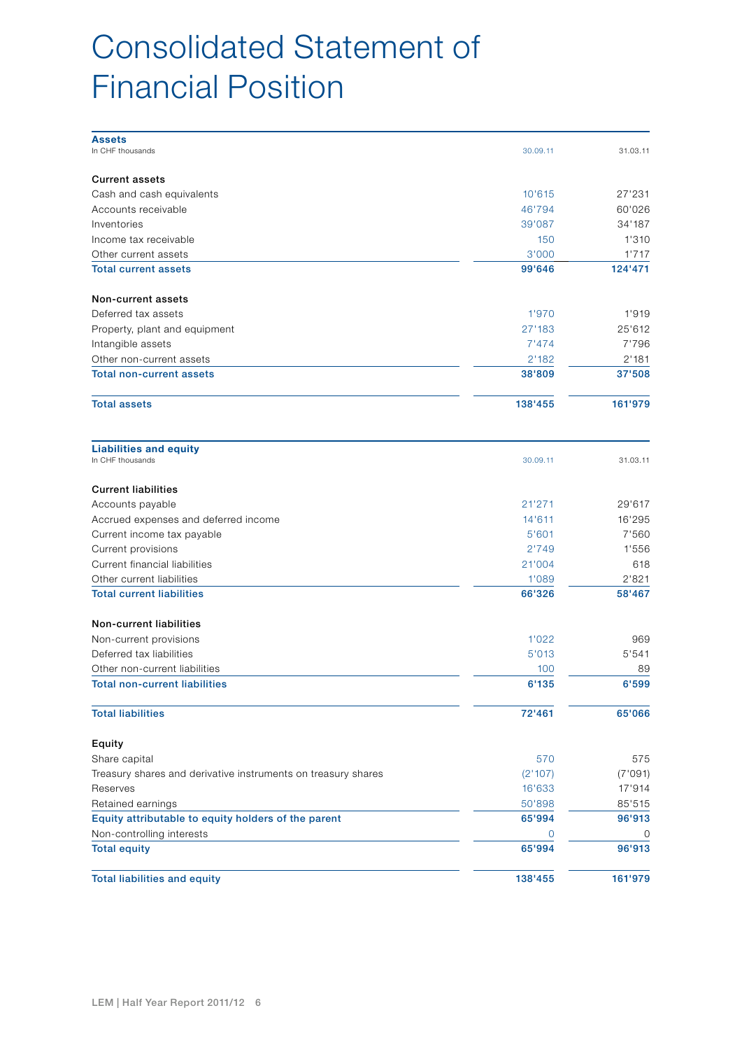# Consolidated Statement of Financial Position

| **Assets**<br>In CHF thousands | 30.09.11 | 31.03.11 |
|---|---|---|
| **Current assets** | | |
| Cash and cash equivalents | 10'615 | 27'231 |
| Accounts receivable | 46'794 | 60'026 |
| Inventories | 39'087 | 34'187 |
| Income tax receivable | 150 | 1'310 |
| Other current assets | 3'000 | 1'717 |
| **Total current assets** | **99'646** | **124'471** |
| **Non-current assets** | | |
| Deferred tax assets | 1'970 | 1'919 |
| Property, plant and equipment | 27'183 | 25'612 |
| Intangible assets | 7'474 | 7'796 |
| Other non-current assets | 2'182 | 2'181 |
| **Total non-current assets** | **38'809** | **37'508** |
| **Total assets** | **138'455** | **161'979** |

| **Liabilities and equity**<br>In CHF thousands | 30.09.11 | 31.03.11 |
|---|---|---|
| **Current liabilities** | | |
| Accounts payable | 21'271 | 29'617 |
| Accrued expenses and deferred income | 14'611 | 16'295 |
| Current income tax payable | 5'601 | 7'560 |
| Current provisions | 2'749 | 1'556 |
| Current financial liabilities | 21'004 | 618 |
| Other current liabilities | 1'089 | 2'821 |
| **Total current liabilities** | **66'326** | **58'467** |
| **Non-current liabilities** | | |
| Non-current provisions | 1'022 | 969 |
| Deferred tax liabilities | 5'013 | 5'541 |
| Other non-current liabilities | 100 | 89 |
| **Total non-current liabilities** | **6'135** | **6'599** |
| **Total liabilities** | **72'461** | **65'066** |
| **Equity** | | |
| Share capital | 570 | 575 |
| Treasury shares and derivative instruments on treasury shares | (2'107) | (7'091) |
| Reserves | 16'633 | 17'914 |
| Retained earnings | 50'898 | 85'515 |
| **Equity attributable to equity holders of the parent** | **65'994** | **96'913** |
| Non-controlling interests | 0 | 0 |
| **Total equity** | **65'994** | **96'913** |
| **Total liabilities and equity** | **138'455** | **161'979** |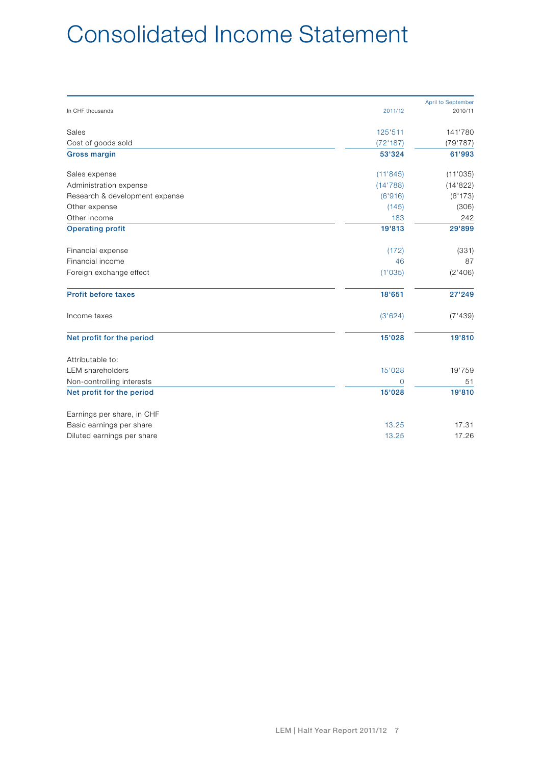# Consolidated Income Statement

| In CHF thousands | 2011/12 | April to September 2010/11 |
|---|---|---|
| Sales | 125'511 | 141'780 |
| Cost of goods sold | (72'187) | (79'787) |
| **Gross margin** | **53'324** | **61'993** |
| Sales expense | (11'845) | (11'035) |
| Administration expense | (14'788) | (14'822) |
| Research & development expense | (6'916) | (6'173) |
| Other expense | (145) | (306) |
| Other income | 183 | 242 |
| **Operating profit** | **19'813** | **29'899** |
| Financial expense | (172) | (331) |
| Financial income | 46 | 87 |
| Foreign exchange effect | (1'035) | (2'406) |
| **Profit before taxes** | **18'651** | **27'249** |
| Income taxes | (3'624) | (7'439) |
| **Net profit for the period** | **15'028** | **19'810** |
| Attributable to: | | |
| LEM shareholders | 15'028 | 19'759 |
| Non-controlling interests | 0 | 51 |
| **Net profit for the period** | **15'028** | **19'810** |
| Earnings per share, in CHF | | |
| Basic earnings per share | 13.25 | 17.31 |
| Diluted earnings per share | 13.25 | 17.26 |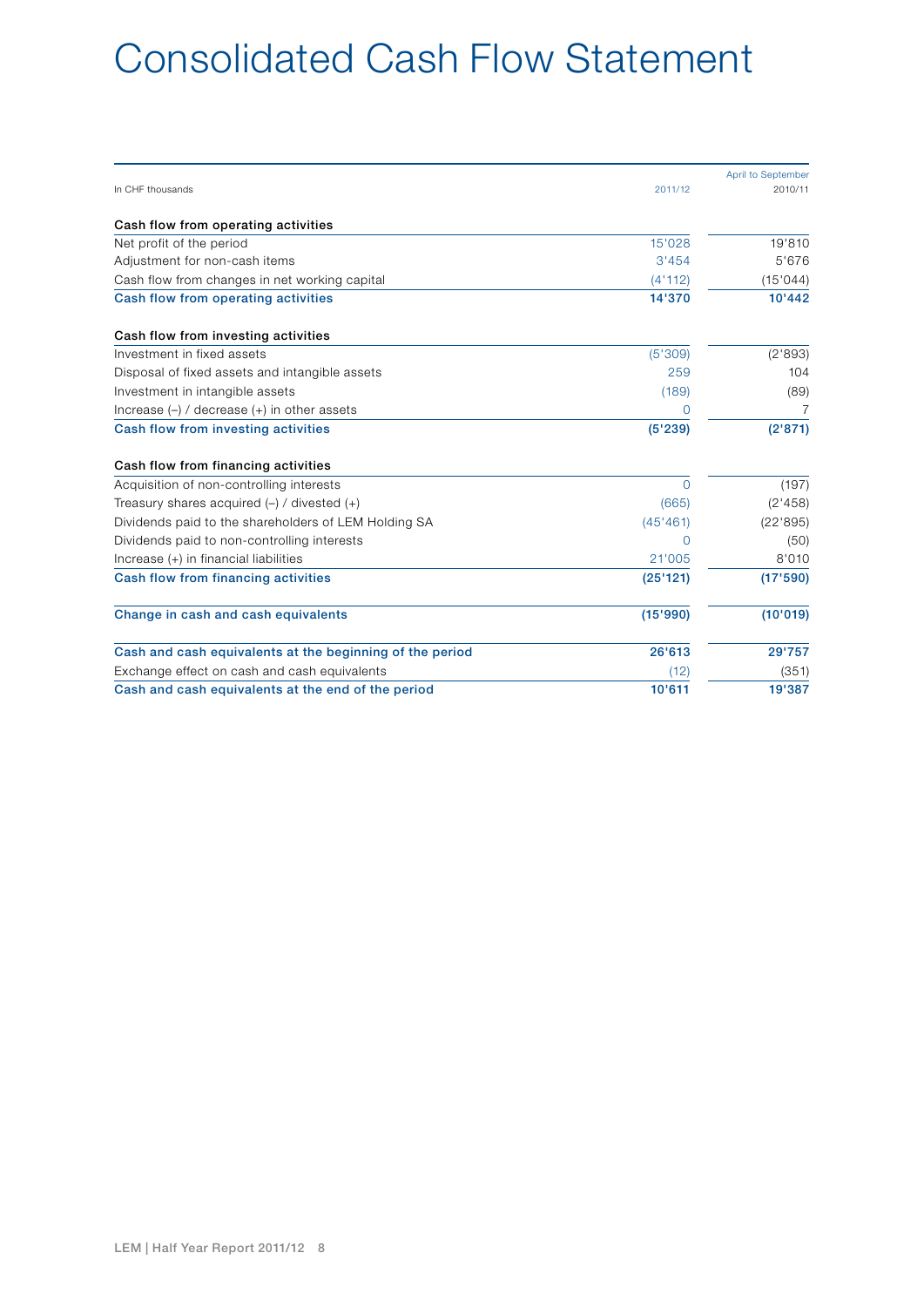# Consolidated Cash Flow Statement

| In CHF thousands | 2011/12 | April to September 2010/11 |
|---|---|---|
| **Cash flow from operating activities** | | |
| Net profit of the period | 15'028 | 19'810 |
| Adjustment for non-cash items | 3'454 | 5'676 |
| Cash flow from changes in net working capital | (4'112) | (15'044) |
| **Cash flow from operating activities** | **14'370** | **10'442** |
| **Cash flow from investing activities** | | |
| Investment in fixed assets | (5'309) | (2'893) |
| Disposal of fixed assets and intangible assets | 259 | 104 |
| Investment in intangible assets | (189) | (89) |
| Increase (–) / decrease (+) in other assets | 0 | 7 |
| **Cash flow from investing activities** | **(5'239)** | **(2'871)** |
| **Cash flow from financing activities** | | |
| Acquisition of non-controlling interests | 0 | (197) |
| Treasury shares acquired (–) / divested (+) | (665) | (2'458) |
| Dividends paid to the shareholders of LEM Holding SA | (45'461) | (22'895) |
| Dividends paid to non-controlling interests | 0 | (50) |
| Increase (+) in financial liabilities | 21'005 | 8'010 |
| **Cash flow from financing activities** | **(25'121)** | **(17'590)** |
| **Change in cash and cash equivalents** | **(15'990)** | **(10'019)** |
| **Cash and cash equivalents at the beginning of the period** | **26'613** | **29'757** |
| Exchange effect on cash and cash equivalents | (12) | (351) |
| **Cash and cash equivalents at the end of the period** | **10'611** | **19'387** |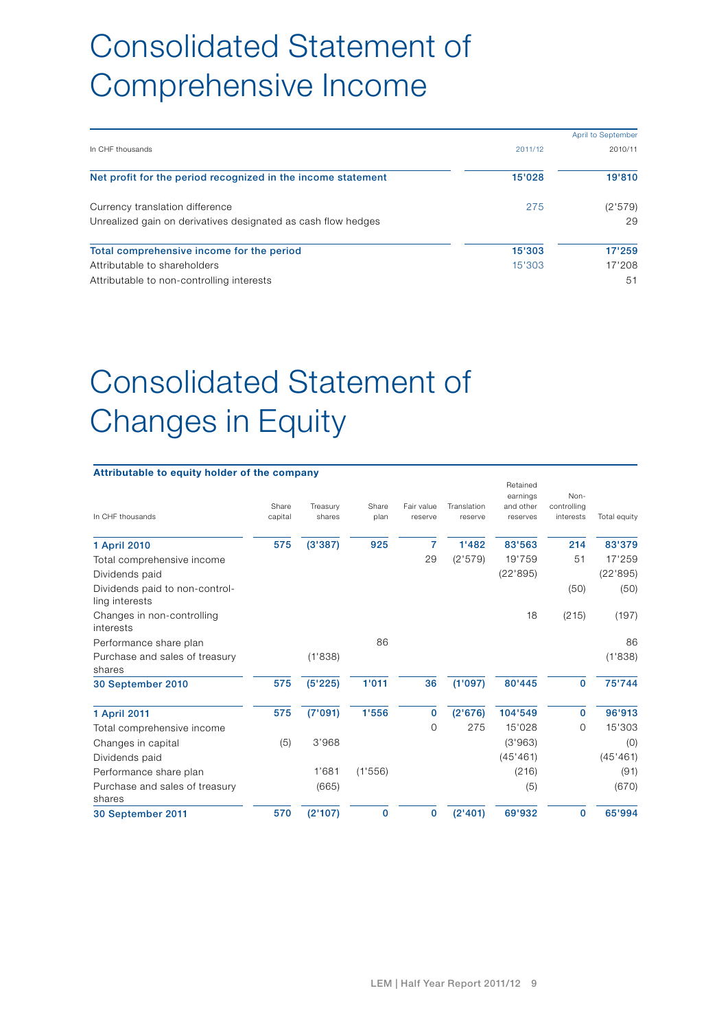# Consolidated Statement of Comprehensive Income

| In CHF thousands | 2011/12 | April to September 2010/11 |
|---|---|---|
| **Net profit for the period recognized in the income statement** | **15'028** | **19'810** |
| Currency translation difference | 275 | (2'579) |
| Unrealized gain on derivatives designated as cash flow hedges | | 29 |
| **Total comprehensive income for the period** | **15'303** | **17'259** |
| Attributable to shareholders | 15'303 | 17'208 |
| Attributable to non-controlling interests | | 51 |

# Consolidated Statement of Changes in Equity

| **Attributable to equity holder of the company** | | | | | | | | |
|---|---|---|---|---|---|---|---|---|
| In CHF thousands | Share capital | Treasury shares | Share plan | Fair value reserve | Translation reserve | Retained earnings and other reserves | Non-controlling interests | Total equity |
| **1 April 2010** | **575** | **(3'387)** | **925** | **7** | **1'482** | **83'563** | **214** | **83'379** |
| Total comprehensive income | | | | 29 | (2'579) | 19'759 | 51 | 17'259 |
| Dividends paid | | | | | | (22'895) | | (22'895) |
| Dividends paid to non-controlling interests | | | | | | | (50) | (50) |
| Changes in non-controlling interests | | | | | | 18 | (215) | (197) |
| Performance share plan | | | 86 | | | | | 86 |
| Purchase and sales of treasury shares | | (1'838) | | | | | | (1'838) |
| **30 September 2010** | **575** | **(5'225)** | **1'011** | **36** | **(1'097)** | **80'445** | **0** | **75'744** |
| **1 April 2011** | **575** | **(7'091)** | **1'556** | **0** | **(2'676)** | **104'549** | **0** | **96'913** |
| Total comprehensive income | | | | 0 | 275 | 15'028 | 0 | 15'303 |
| Changes in capital | (5) | 3'968 | | | | (3'963) | | (0) |
| Dividends paid | | | | | | (45'461) | | (45'461) |
| Performance share plan | | 1'681 | (1'556) | | | (216) | | (91) |
| Purchase and sales of treasury shares | | (665) | | | | (5) | | (670) |
| **30 September 2011** | **570** | **(2'107)** | **0** | **0** | **(2'401)** | **69'932** | **0** | **65'994** |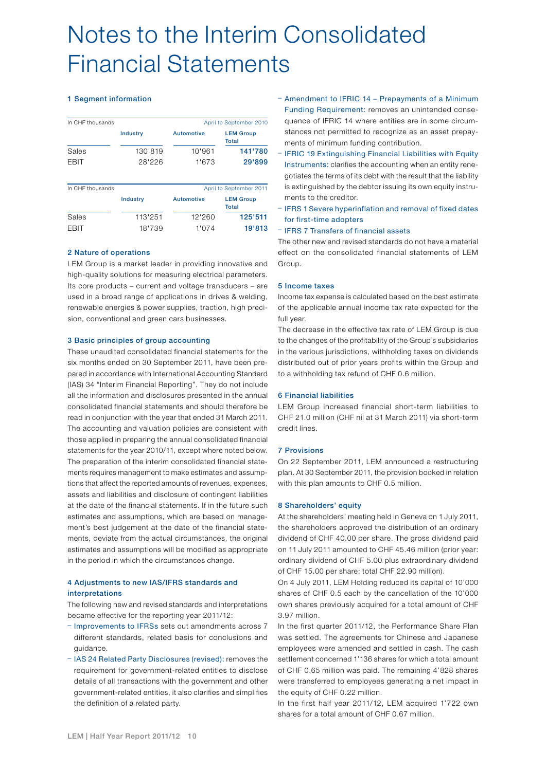# Notes to the Interim Consolidated Financial Statements

### 1 Segment information

| In CHF thousands | Industry | Automotive | LEM Group Total |
|---|---|---|---|
| | | | April to September 2010 |
| Sales | 130'819 | 10'961 | **141'780** |
| EBIT | 28'226 | 1'673 | **29'899** |

| In CHF thousands | Industry | Automotive | LEM Group Total |
|---|---|---|---|
| | | | April to September 2011 |
| Sales | 113'251 | 12'260 | **125'511** |
| EBIT | 18'739 | 1'074 | **19'813** |

### 2 Nature of operations

LEM Group is a market leader in providing innovative and high-quality solutions for measuring electrical parameters. Its core products – current and voltage transducers – are used in a broad range of applications in drives & welding, renewable energies & power supplies, traction, high precision, conventional and green cars businesses.

### 3 Basic principles of group accounting

These unaudited consolidated financial statements for the six months ended on 30 September 2011, have been prepared in accordance with International Accounting Standard (IAS) 34 "Interim Financial Reporting". They do not include all the information and disclosures presented in the annual consolidated financial statements and should therefore be read in conjunction with the year that ended 31 March 2011. The accounting and valuation policies are consistent with those applied in preparing the annual consolidated financial statements for the year 2010/11, except where noted below. The preparation of the interim consolidated financial statements requires management to make estimates and assumptions that affect the reported amounts of revenues, expenses, assets and liabilities and disclosure of contingent liabilities at the date of the financial statements. If in the future such estimates and assumptions, which are based on management's best judgement at the date of the financial statements, deviate from the actual circumstances, the original estimates and assumptions will be modified as appropriate in the period in which the circumstances change.

### 4 Adjustments to new IAS/IFRS standards and interpretations

The following new and revised standards and interpretations became effective for the reporting year 2011/12:

- Improvements to IFRSs sets out amendments across 7 different standards, related basis for conclusions and guidance.
- IAS 24 Related Party Disclosures (revised): removes the requirement for government-related entities to disclose details of all transactions with the government and other government-related entities, it also clarifies and simplifies the definition of a related party.
- Amendment to IFRIC 14 – Prepayments of a Minimum Funding Requirement: removes an unintended consequence of IFRIC 14 where entities are in some circumstances not permitted to recognize as an asset prepayments of minimum funding contribution.
- IFRIC 19 Extinguishing Financial Liabilities with Equity Instruments: clarifies the accounting when an entity renegotiates the terms of its debt with the result that the liability is extinguished by the debtor issuing its own equity instruments to the creditor.
- IFRS 1 Severe hyperinflation and removal of fixed dates for first-time adopters
- IFRS 7 Transfers of financial assets

The other new and revised standards do not have a material effect on the consolidated financial statements of LEM Group.

### 5 Income taxes

Income tax expense is calculated based on the best estimate of the applicable annual income tax rate expected for the full year.

The decrease in the effective tax rate of LEM Group is due to the changes of the profitability of the Group's subsidiaries in the various jurisdictions, withholding taxes on dividends distributed out of prior years profits within the Group and to a withholding tax refund of CHF 0.6 million.

### 6 Financial liabilities

LEM Group increased financial short-term liabilities to CHF 21.0 million (CHF nil at 31 March 2011) via short-term credit lines.

### 7 Provisions

On 22 September 2011, LEM announced a restructuring plan. At 30 September 2011, the provision booked in relation with this plan amounts to CHF 0.5 million.

### 8 Shareholders' equity

At the shareholders' meeting held in Geneva on 1 July 2011, the shareholders approved the distribution of an ordinary dividend of CHF 40.00 per share. The gross dividend paid on 11 July 2011 amounted to CHF 45.46 million (prior year: ordinary dividend of CHF 5.00 plus extraordinary dividend of CHF 15.00 per share; total CHF 22.90 million).

On 4 July 2011, LEM Holding reduced its capital of 10'000 shares of CHF 0.5 each by the cancellation of the 10'000 own shares previously acquired for a total amount of CHF 3.97 million.

In the first quarter 2011/12, the Performance Share Plan was settled. The agreements for Chinese and Japanese employees were amended and settled in cash. The cash settlement concerned 1'136 shares for which a total amount of CHF 0.65 million was paid. The remaining 4'828 shares were transferred to employees generating a net impact in the equity of CHF 0.22 million.

In the first half year 2011/12, LEM acquired 1'722 own shares for a total amount of CHF 0.67 million.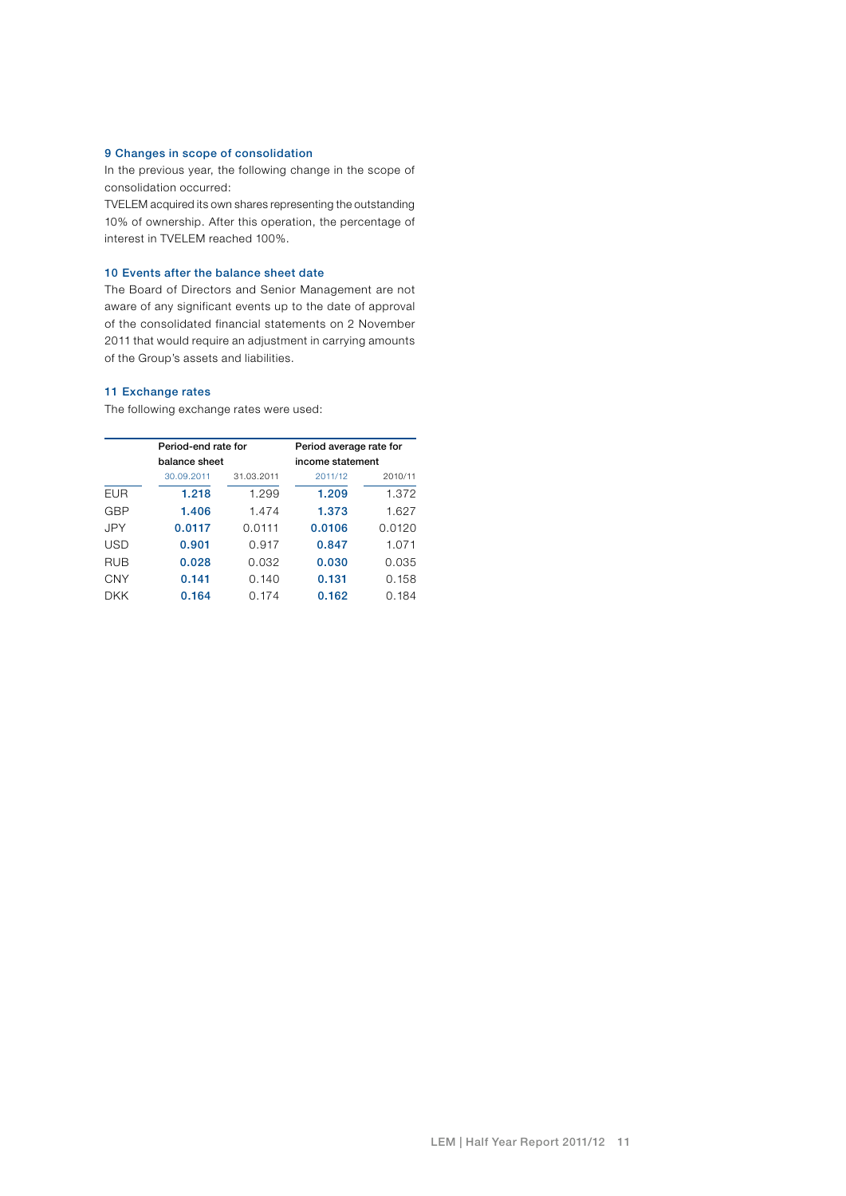## 9 Changes in scope of consolidation

In the previous year, the following change in the scope of consolidation occurred:

TVELEM acquired its own shares representing the outstanding 10% of ownership. After this operation, the percentage of interest in TVELEM reached 100%.

## 10 Events after the balance sheet date

The Board of Directors and Senior Management are not aware of any significant events up to the date of approval of the consolidated financial statements on 2 November 2011 that would require an adjustment in carrying amounts of the Group's assets and liabilities.

## 11 Exchange rates

The following exchange rates were used:

| | Period-end rate for balance sheet | | Period average rate for income statement | |
|---|---|---|---|---|
| | 30.09.2011 | 31.03.2011 | 2011/12 | 2010/11 |
| EUR | **1.218** | 1.299 | **1.209** | 1.372 |
| GBP | **1.406** | 1.474 | **1.373** | 1.627 |
| JPY | **0.0117** | 0.0111 | **0.0106** | 0.0120 |
| USD | **0.901** | 0.917 | **0.847** | 1.071 |
| RUB | **0.028** | 0.032 | **0.030** | 0.035 |
| CNY | **0.141** | 0.140 | **0.131** | 0.158 |
| DKK | **0.164** | 0.174 | **0.162** | 0.184 |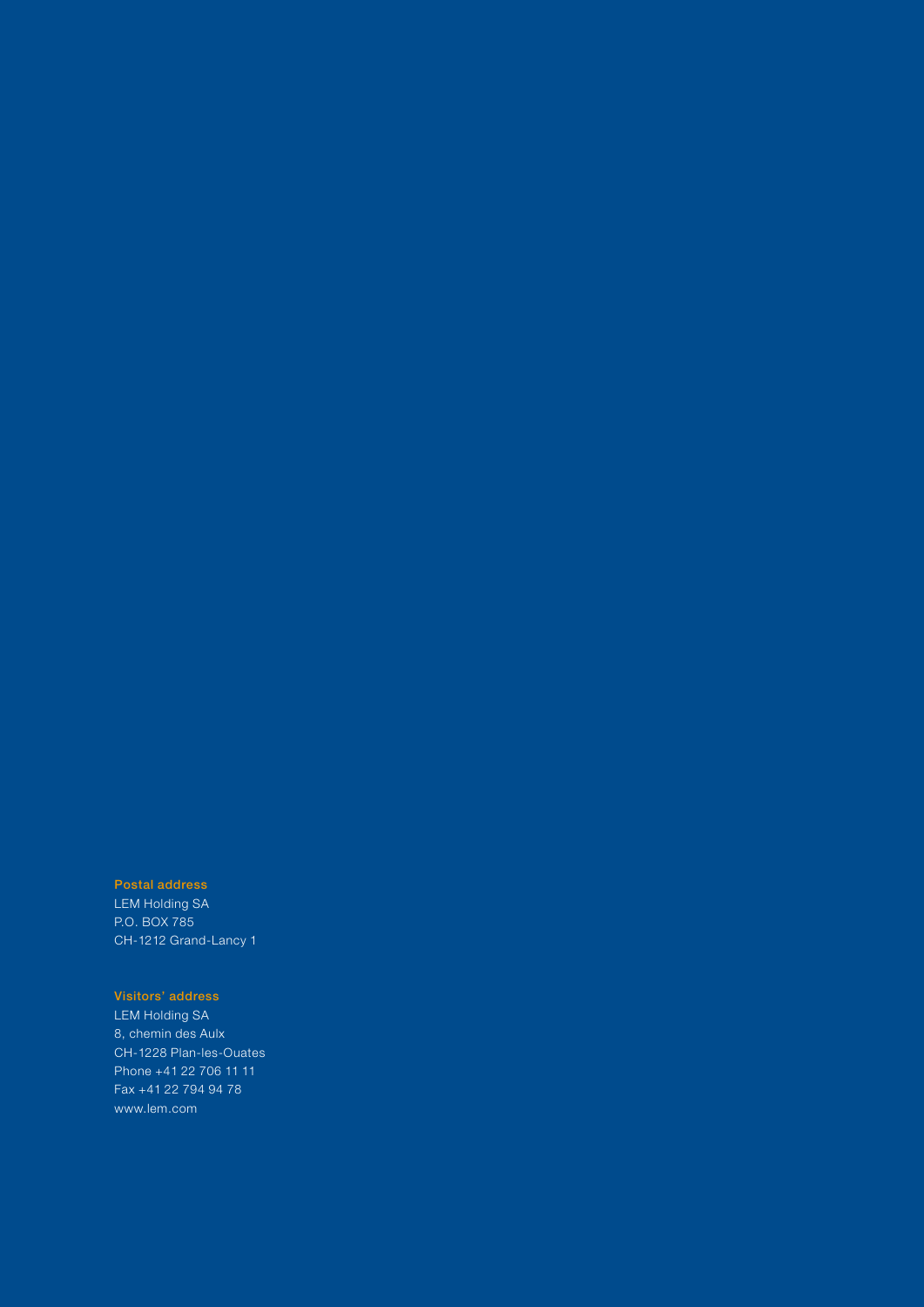**Postal address**

LEM Holding SA
P.O. BOX 785
CH-1212 Grand-Lancy 1

**Visitors' address**

LEM Holding SA
8, chemin des Aulx
CH-1228 Plan-les-Ouates
Phone +41 22 706 11 11
Fax +41 22 794 94 78
www.lem.com